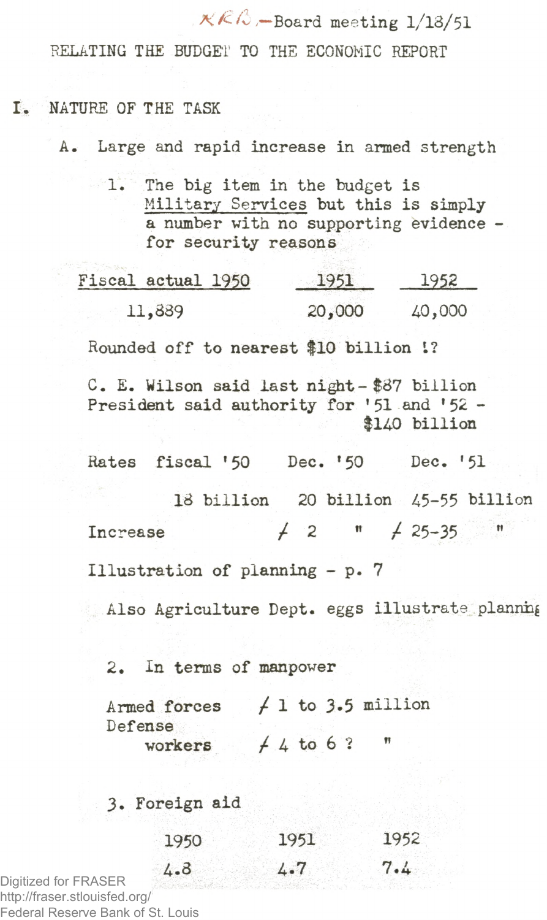KRB — Board meeting 1/18/51

# RELATING THE BUDGET TO THE ECONOMIC REPORT

## I. NATURE OF THE TASK

### A. Large and rapid increase in armed strength

1. The big item in the budget is <u>Military Services</u> but this is simply a number with no supporting evidence - for security reasons

| Fiscal actual 1950 | 1951 | 1952 |
|---|---|---|
| 11,889 | 20,000 | 40,000 |

Rounded off to nearest $10 billion !?

C. E. Wilson said last night - $87 billion
President said authority for '51 and '52 - $140 billion

| Rates | fiscal '50 | Dec. '50 | Dec. '51 |
|---|---|---|---|
| | 18 billion | 20 billion | 45-55 billion |
| Increase | | + 2 " | + 25-35 " |

Illustration of planning - p. 7

Also Agriculture Dept. eggs illustrate planning

2. In terms of manpower

| | |
|---|---|
| Armed forces | + 1 to 3.5 million |
| Defense workers | + 4 to 6 ? " |

3. Foreign aid

| 1950 | 1951 | 1952 |
|---|---|---|
| 4.8 | 4.7 | 7.4 |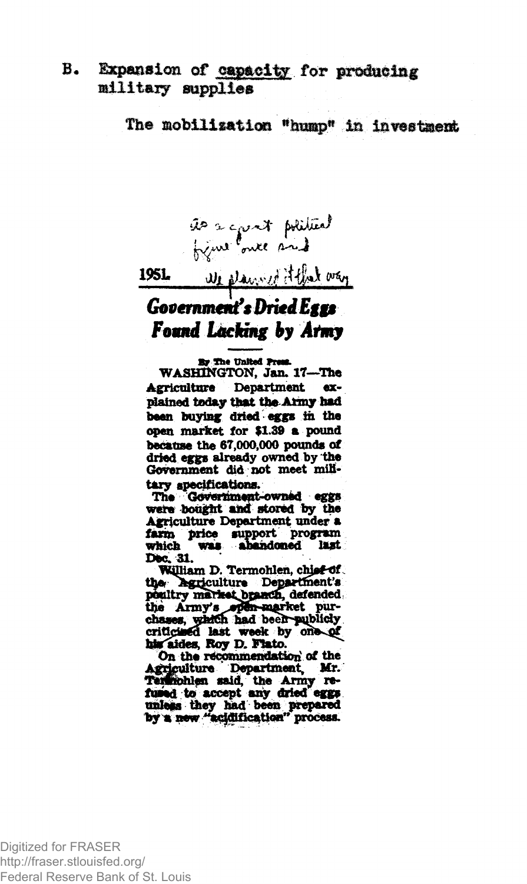B. Expansion of capacity for producing military supplies

The mobilization "hump" in investment

As a great political figure once said
We planned it that way

1951

## Government's Dried Eggs Found Lacking by Army

By The United Press.

WASHINGTON, Jan. 17—The Agriculture Department explained today that the Army had been buying dried eggs in the open market for $1.39 a pound because the 67,000,000 pounds of dried eggs already owned by the Government did not meet military specifications.

The Government-owned eggs were bought and stored by the Agriculture Department under a farm price support program which was abandoned last Dec. 31.

William D. Termohlen, chief of the Agriculture Department's poultry market branch, defended the Army's open-market purchases, which had been publicly criticized last week by one of his aides, Roy D. Flato.

On the recommendation of the Agriculture Department, Mr. Termohlen said, the Army refused to accept any dried eggs unless they had been prepared by a new "acidification" process.